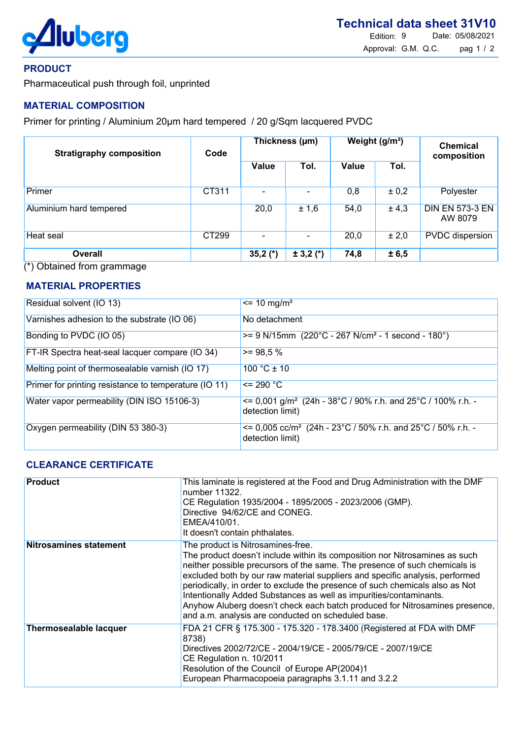# Technical data sheet 31V10

Edition: 9 Date: 05/08/2021

Approval: G.M. Q.C.

## PRODUCT

Pharmaceutical push through foil, unprinted

## MATERIAL COMPOSITION

Primer for printing / Aluminium 20µm hard tempered / 20 g/Sqm lacquered PVDC

| Stratigraphy composition | Code | Thickness (µm) | | Weight (g/m²) | | Chemical composition |
|---|---|---|---|---|---|---|
| | | Value | Tol. | Value | Tol. | |
| Primer | CT311 | - | - | 0,8 | ± 0,2 | Polyester |
| Aluminium hard tempered | | 20,0 | ± 1,6 | 54,0 | ± 4,3 | DIN EN 573-3 EN AW 8079 |
| Heat seal | CT299 | - | - | 20,0 | ± 2,0 | PVDC dispersion |
| **Overall** | | **35,2 (*)** | **± 3,2 (*)** | **74,8** | **± 6,5** | |

(*) Obtained from grammage

## MATERIAL PROPERTIES

| | |
|---|---|
| Residual solvent (IO 13) | <= 10 mg/m² |
| Varnishes adhesion to the substrate (IO 06) | No detachment |
| Bonding to PVDC (IO 05) | >= 9 N/15mm (220°C - 267 N/cm² - 1 second - 180°) |
| FT-IR Spectra heat-seal lacquer compare (IO 34) | >= 98,5 % |
| Melting point of thermosealable varnish (IO 17) | 100 °C ± 10 |
| Primer for printing resistance to temperature (IO 11) | <= 290 °C |
| Water vapor permeability (DIN ISO 15106-3) | <= 0,001 g/m² (24h - 38°C / 90% r.h. and 25°C / 100% r.h. - detection limit) |
| Oxygen permeability (DIN 53 380-3) | <= 0,005 cc/m² (24h - 23°C / 50% r.h. and 25°C / 50% r.h. - detection limit) |

## CLEARANCE CERTIFICATE

| | |
|---|---|
| **Product** | This laminate is registered at the Food and Drug Administration with the DMF number 11322.<br>CE Regulation 1935/2004 - 1895/2005 - 2023/2006 (GMP).<br>Directive 94/62/CE and CONEG.<br>EMEA/410/01.<br>It doesn't contain phthalates. |
| **Nitrosamines statement** | The product is Nitrosamines-free.<br>The product doesn't include within its composition nor Nitrosamines as such neither possible precursors of the same. The presence of such chemicals is excluded both by our raw material suppliers and specific analysis, performed periodically, in order to exclude the presence of such chemicals also as Not Intentionally Added Substances as well as impurities/contaminants.<br>Anyhow Aluberg doesn't check each batch produced for Nitrosamines presence, and a.m. analysis are conducted on scheduled base. |
| **Thermosealable lacquer** | FDA 21 CFR § 175.300 - 175.320 - 178.3400 (Registered at FDA with DMF 8738)<br>Directives 2002/72/CE - 2004/19/CE - 2005/79/CE - 2007/19/CE<br>CE Regulation n. 10/2011<br>Resolution of the Council of Europe AP(2004)1<br>European Pharmacopoeia paragraphs 3.1.11 and 3.2.2 |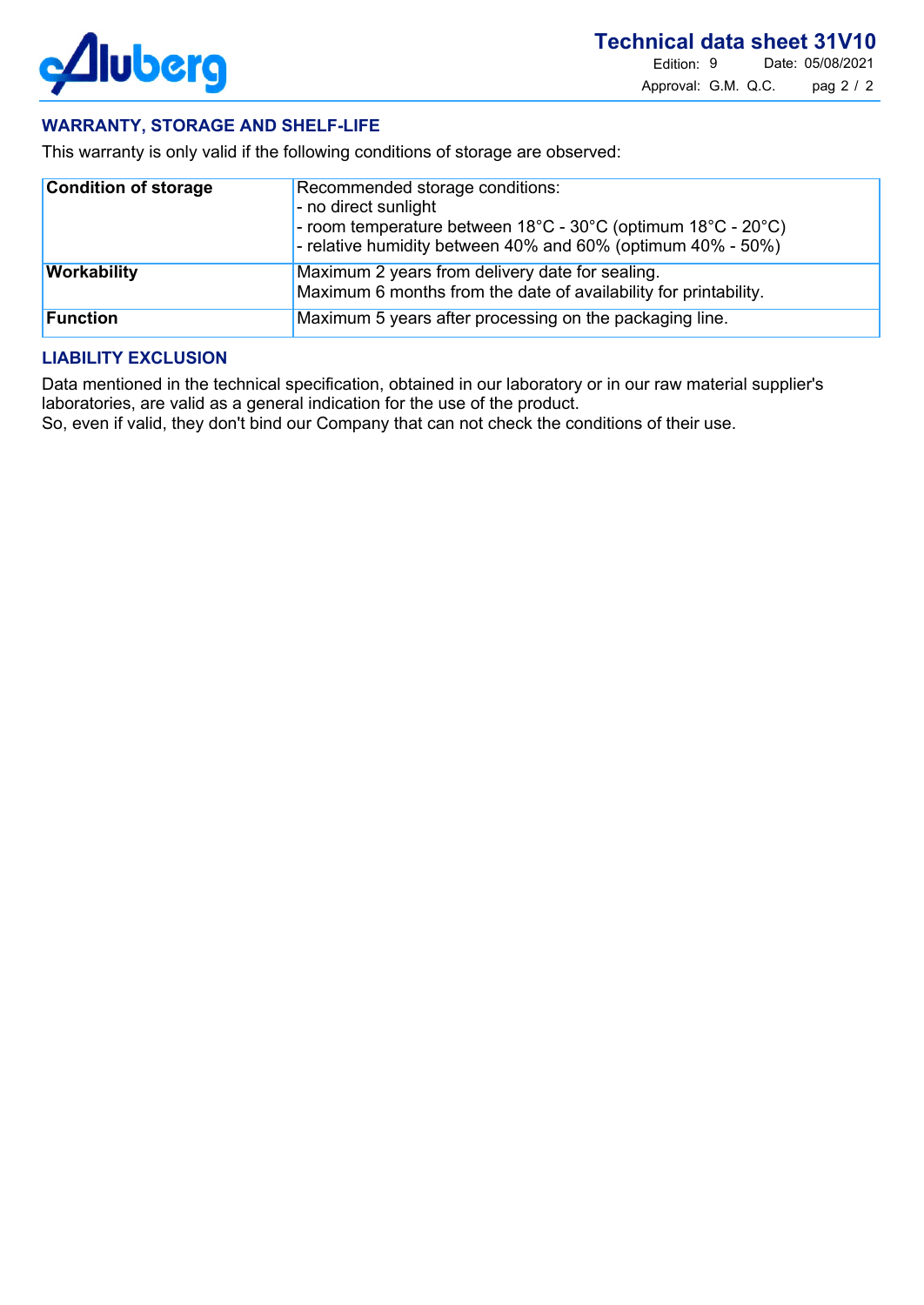## WARRANTY, STORAGE AND SHELF-LIFE

This warranty is only valid if the following conditions of storage are observed:

| | |
|---|---|
| **Condition of storage** | Recommended storage conditions:<br>- no direct sunlight<br>- room temperature between 18°C - 30°C (optimum 18°C - 20°C)<br>- relative humidity between 40% and 60% (optimum 40% - 50%) |
| **Workability** | Maximum 2 years from delivery date for sealing.<br>Maximum 6 months from the date of availability for printability. |
| **Function** | Maximum 5 years after processing on the packaging line. |

## LIABILITY EXCLUSION

Data mentioned in the technical specification, obtained in our laboratory or in our raw material supplier's laboratories, are valid as a general indication for the use of the product.
So, even if valid, they don't bind our Company that can not check the conditions of their use.